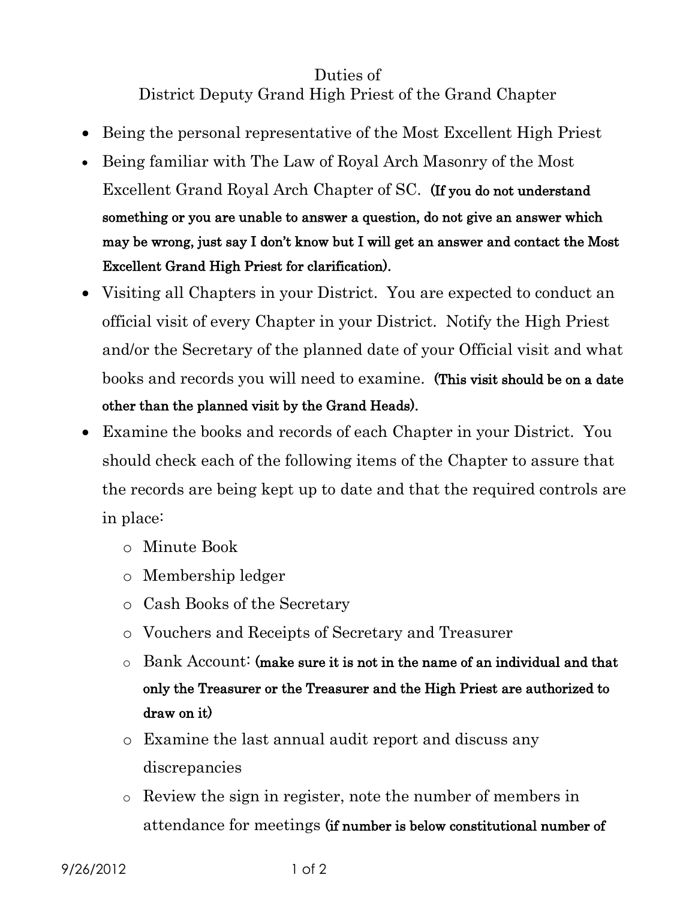# Duties of
# District Deputy Grand High Priest of the Grand Chapter

- Being the personal representative of the Most Excellent High Priest
- Being familiar with The Law of Royal Arch Masonry of the Most Excellent Grand Royal Arch Chapter of SC. **(If you do not understand something or you are unable to answer a question, do not give an answer which may be wrong, just say I don't know but I will get an answer and contact the Most Excellent Grand High Priest for clarification).**
- Visiting all Chapters in your District. You are expected to conduct an official visit of every Chapter in your District. Notify the High Priest and/or the Secretary of the planned date of your Official visit and what books and records you will need to examine. **(This visit should be on a date other than the planned visit by the Grand Heads).**
- Examine the books and records of each Chapter in your District. You should check each of the following items of the Chapter to assure that the records are being kept up to date and that the required controls are in place:
  - Minute Book
  - Membership ledger
  - Cash Books of the Secretary
  - Vouchers and Receipts of Secretary and Treasurer
  - Bank Account: **(make sure it is not in the name of an individual and that only the Treasurer or the Treasurer and the High Priest are authorized to draw on it)**
  - Examine the last annual audit report and discuss any discrepancies
  - Review the sign in register, note the number of members in attendance for meetings **(if number is below constitutional number of**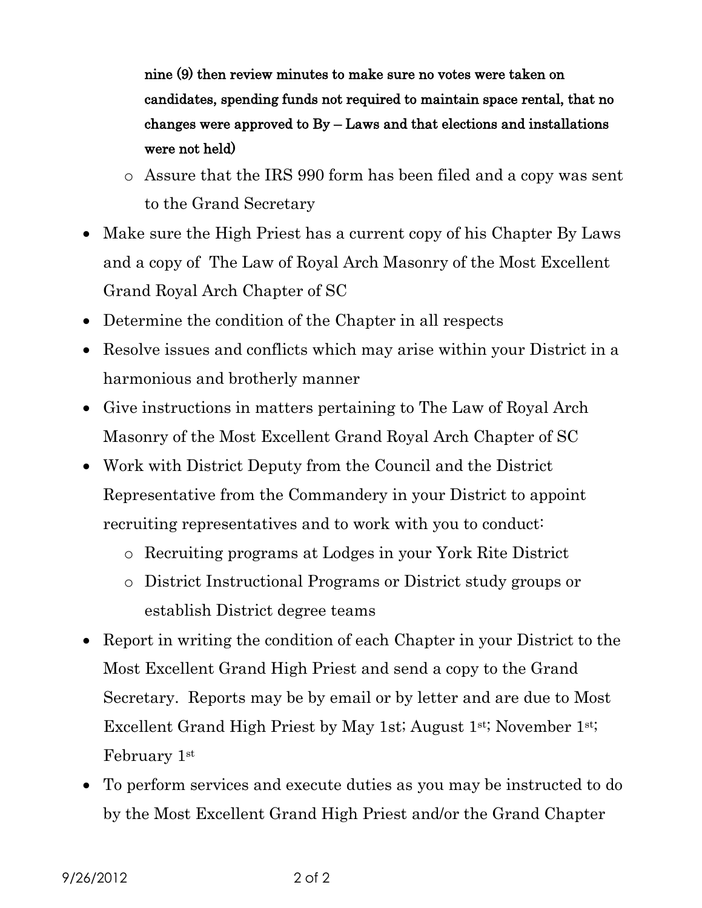**nine (9) then review minutes to make sure no votes were taken on candidates, spending funds not required to maintain space rental, that no changes were approved to By – Laws and that elections and installations were not held)**

  - Assure that the IRS 990 form has been filed and a copy was sent to the Grand Secretary

- Make sure the High Priest has a current copy of his Chapter By Laws and a copy of The Law of Royal Arch Masonry of the Most Excellent Grand Royal Arch Chapter of SC
- Determine the condition of the Chapter in all respects
- Resolve issues and conflicts which may arise within your District in a harmonious and brotherly manner
- Give instructions in matters pertaining to The Law of Royal Arch Masonry of the Most Excellent Grand Royal Arch Chapter of SC
- Work with District Deputy from the Council and the District Representative from the Commandery in your District to appoint recruiting representatives and to work with you to conduct:
  - Recruiting programs at Lodges in your York Rite District
  - District Instructional Programs or District study groups or establish District degree teams
- Report in writing the condition of each Chapter in your District to the Most Excellent Grand High Priest and send a copy to the Grand Secretary. Reports may be by email or by letter and are due to Most Excellent Grand High Priest by May 1st; August 1st; November 1st; February 1st
- To perform services and execute duties as you may be instructed to do by the Most Excellent Grand High Priest and/or the Grand Chapter

9/26/2012